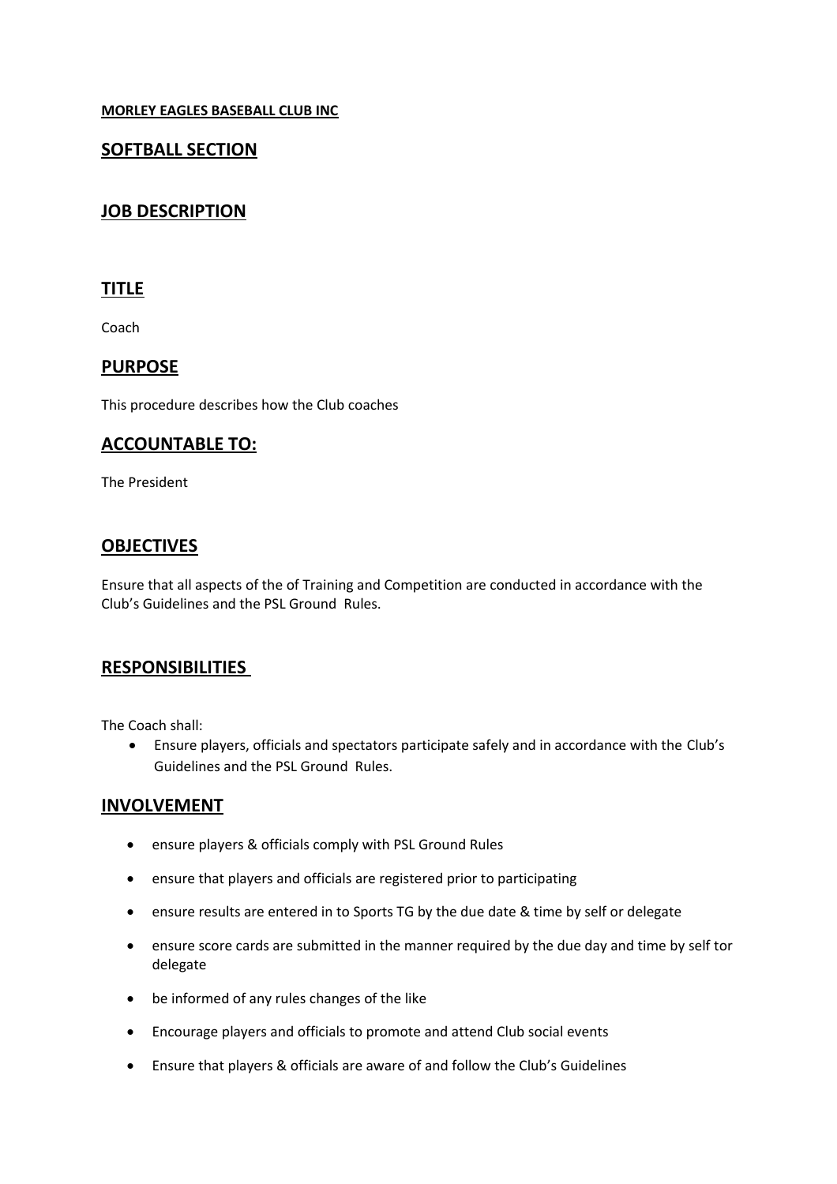**MORLEY EAGLES BASEBALL CLUB INC**

## SOFTBALL SECTION

## JOB DESCRIPTION

## TITLE

Coach

## PURPOSE

This procedure describes how the Club coaches

## ACCOUNTABLE TO:

The President

## OBJECTIVES

Ensure that all aspects of the of Training and Competition are conducted in accordance with the Club's Guidelines and the PSL Ground Rules.

## RESPONSIBILITIES

The Coach shall:

- Ensure players, officials and spectators participate safely and in accordance with the Club's Guidelines and the PSL Ground Rules.

## INVOLVEMENT

- ensure players & officials comply with PSL Ground Rules
- ensure that players and officials are registered prior to participating
- ensure results are entered in to Sports TG by the due date & time by self or delegate
- ensure score cards are submitted in the manner required by the due day and time by self tor delegate
- be informed of any rules changes of the like
- Encourage players and officials to promote and attend Club social events
- Ensure that players & officials are aware of and follow the Club's Guidelines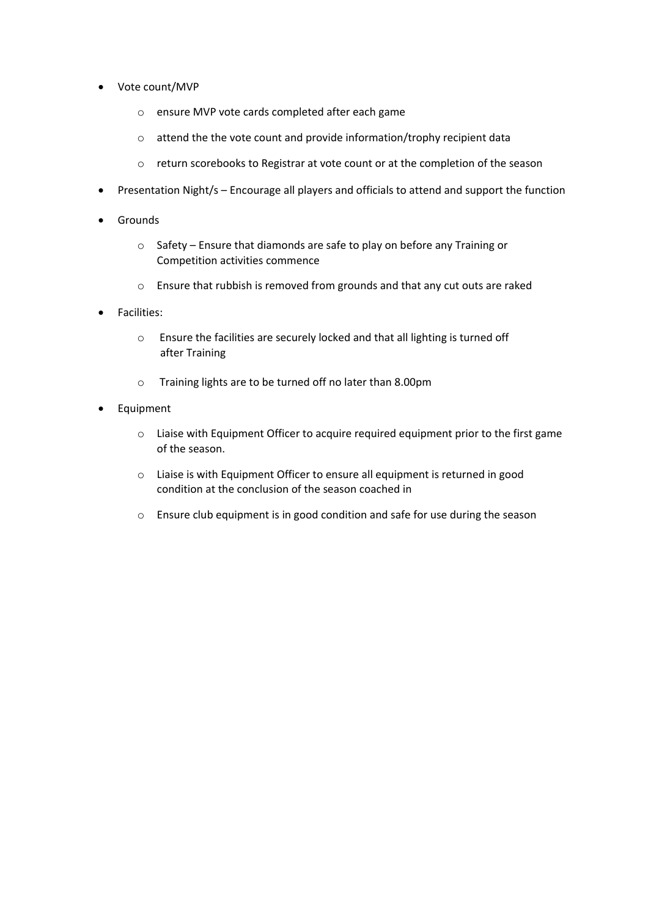- Vote count/MVP
  - ensure MVP vote cards completed after each game
  - attend the the vote count and provide information/trophy recipient data
  - return scorebooks to Registrar at vote count or at the completion of the season
- Presentation Night/s – Encourage all players and officials to attend and support the function
- Grounds
  - Safety – Ensure that diamonds are safe to play on before any Training or Competition activities commence
  - Ensure that rubbish is removed from grounds and that any cut outs are raked
- Facilities:
  - Ensure the facilities are securely locked and that all lighting is turned off after Training
  - Training lights are to be turned off no later than 8.00pm
- Equipment
  - Liaise with Equipment Officer to acquire required equipment prior to the first game of the season.
  - Liaise is with Equipment Officer to ensure all equipment is returned in good condition at the conclusion of the season coached in
  - Ensure club equipment is in good condition and safe for use during the season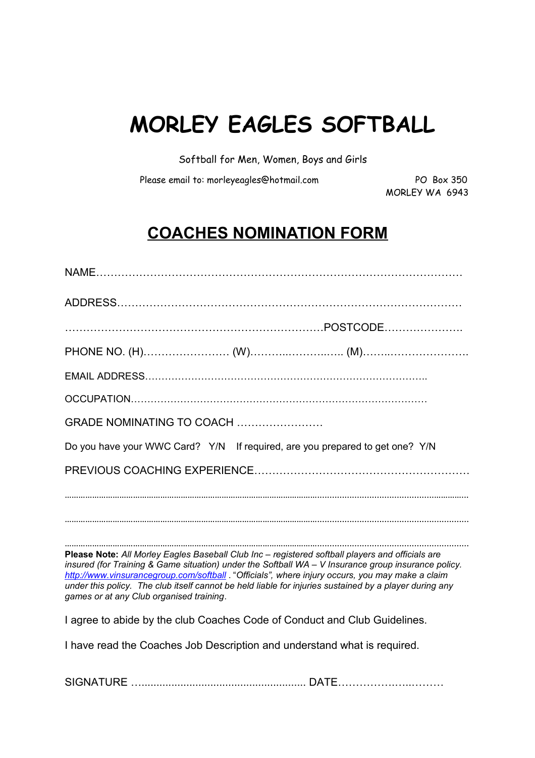# MORLEY EAGLES SOFTBALL

Softball for Men, Women, Boys and Girls

Please email to: morleyeagles@hotmail.com

PO Box 350
MORLEY WA 6943

## COACHES NOMINATION FORM

NAME……………………………………………………………………………………………

ADDRESS………………………………………………………………………………………

……………………………………………………………POSTCODE………………….

PHONE NO. (H)…………………… (W)………..………..….. (M)……..………………….

EMAIL ADDRESS………………………………………………………………………..

OCCUPATION……………………………………………………………………………

GRADE NOMINATING TO COACH ……………………

Do you have your WWC Card? Y/N If required, are you prepared to get one? Y/N

PREVIOUS COACHING EXPERIENCE…………………………………………………

……………………………………………………………………………………………………

……………………………………………………………………………………………………

……………………………………………………………………………………………………

**Please Note:** *All Morley Eagles Baseball Club Inc – registered softball players and officials are insured (for Training & Game situation) under the Softball WA – V Insurance group insurance policy. http://www.vinsurancegroup.com/softball . "Officials", where injury occurs, you may make a claim under this policy. The club itself cannot be held liable for injuries sustained by a player during any games or at any Club organised training*.

I agree to abide by the club Coaches Code of Conduct and Club Guidelines.

I have read the Coaches Job Description and understand what is required.

SIGNATURE …....................................................... DATE……………….………